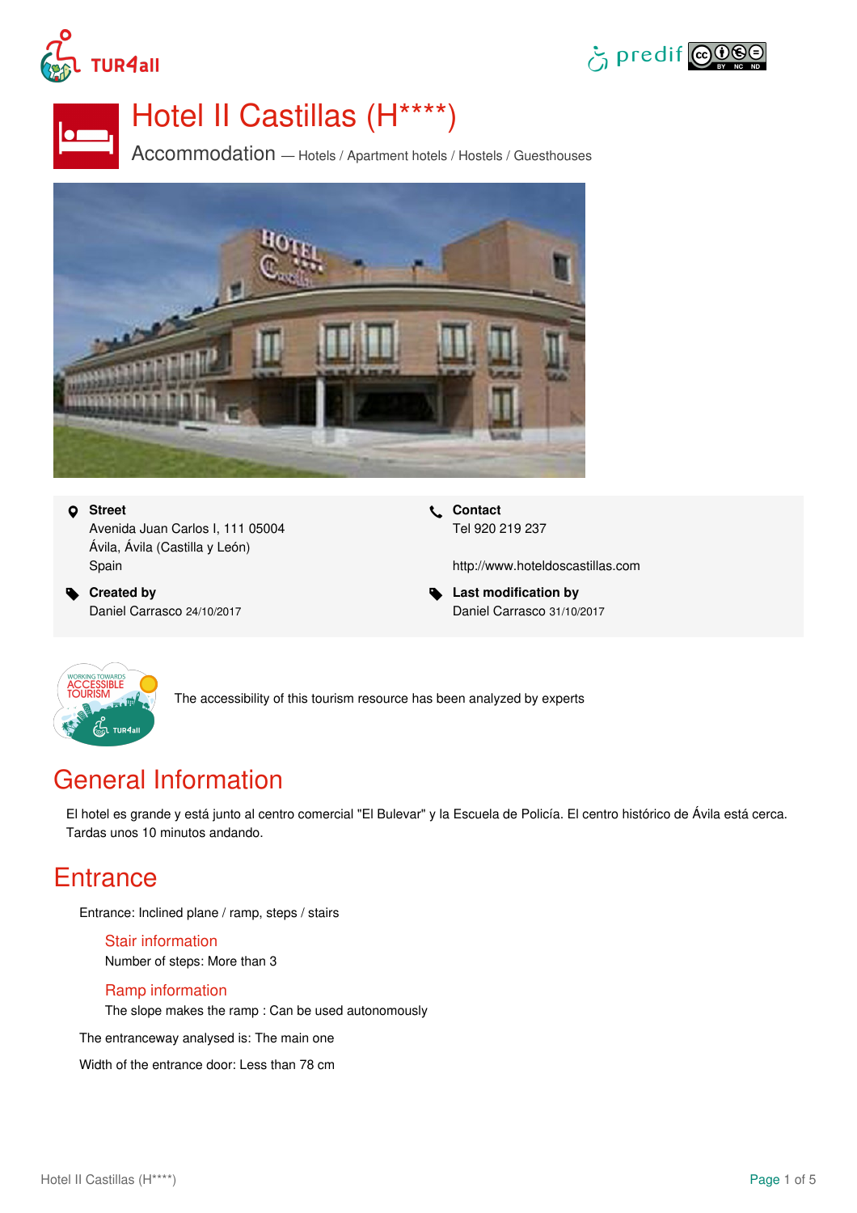# Hotel II Castillas (H****)

Accommodation — Hotels / Apartment hotels / Hostels / Guesthouses

**Street**
Avenida Juan Carlos I, 111 05004
Ávila, Ávila (Castilla y León)
Spain

**Contact**
Tel 920 219 237

http://www.hoteldoscastillas.com

**Created by**
Daniel Carrasco 24/10/2017

**Last modification by**
Daniel Carrasco 31/10/2017

The accessibility of this tourism resource has been analyzed by experts

## General Information

El hotel es grande y está junto al centro comercial "El Bulevar" y la Escuela de Policía. El centro histórico de Ávila está cerca. Tardas unos 10 minutos andando.

## Entrance

Entrance: Inclined plane / ramp, steps / stairs

### Stair information

Number of steps: More than 3

### Ramp information

The slope makes the ramp : Can be used autonomously

The entranceway analysed is: The main one

Width of the entrance door: Less than 78 cm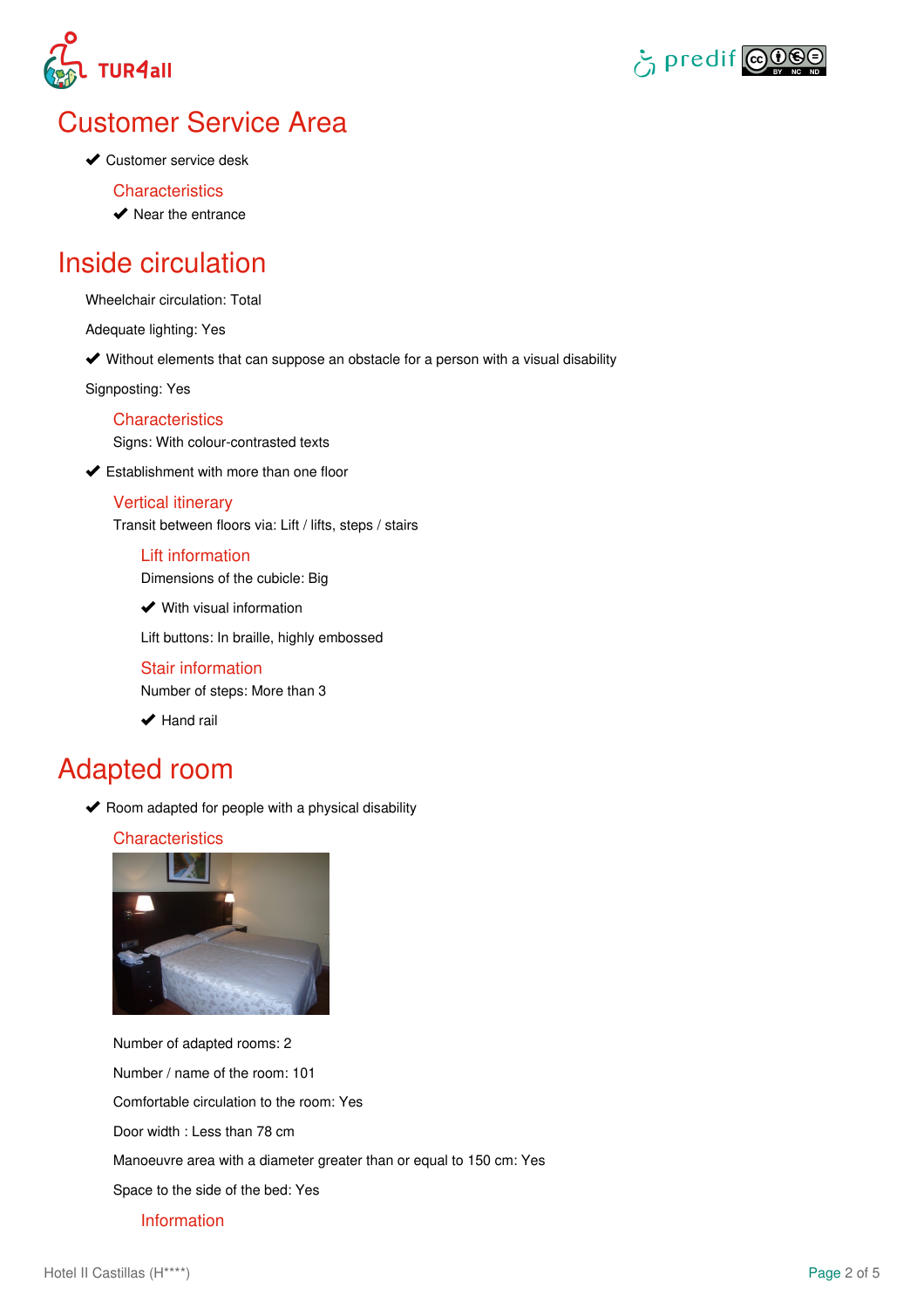# Customer Service Area

✔ Customer service desk

### Characteristics

✔ Near the entrance

# Inside circulation

Wheelchair circulation: Total

Adequate lighting: Yes

✔ Without elements that can suppose an obstacle for a person with a visual disability

Signposting: Yes

### Characteristics

Signs: With colour-contrasted texts

✔ Establishment with more than one floor

### Vertical itinerary

Transit between floors via: Lift / lifts, steps / stairs

#### Lift information

Dimensions of the cubicle: Big

✔ With visual information

Lift buttons: In braille, highly embossed

#### Stair information

Number of steps: More than 3

✔ Hand rail

# Adapted room

✔ Room adapted for people with a physical disability

### Characteristics

Number of adapted rooms: 2

Number / name of the room: 101

Comfortable circulation to the room: Yes

Door width : Less than 78 cm

Manoeuvre area with a diameter greater than or equal to 150 cm: Yes

Space to the side of the bed: Yes

#### Information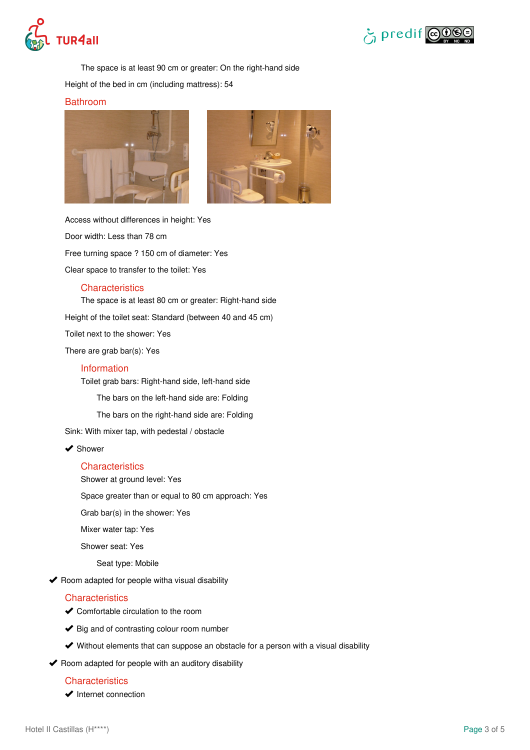The space is at least 90 cm or greater: On the right-hand side

Height of the bed in cm (including mattress): 54

## Bathroom

Access without differences in height: Yes

Door width: Less than 78 cm

Free turning space ? 150 cm of diameter: Yes

Clear space to transfer to the toilet: Yes

### Characteristics

The space is at least 80 cm or greater: Right-hand side

Height of the toilet seat: Standard (between 40 and 45 cm)

Toilet next to the shower: Yes

There are grab bar(s): Yes

### Information

Toilet grab bars: Right-hand side, left-hand side

The bars on the left-hand side are: Folding

The bars on the right-hand side are: Folding

Sink: With mixer tap, with pedestal / obstacle

✔ Shower

### Characteristics

Shower at ground level: Yes

Space greater than or equal to 80 cm approach: Yes

Grab bar(s) in the shower: Yes

Mixer water tap: Yes

Shower seat: Yes

Seat type: Mobile

✔ Room adapted for people witha visual disability

### Characteristics

✔ Comfortable circulation to the room

✔ Big and of contrasting colour room number

✔ Without elements that can suppose an obstacle for a person with a visual disability

✔ Room adapted for people with an auditory disability

### Characteristics

✔ Internet connection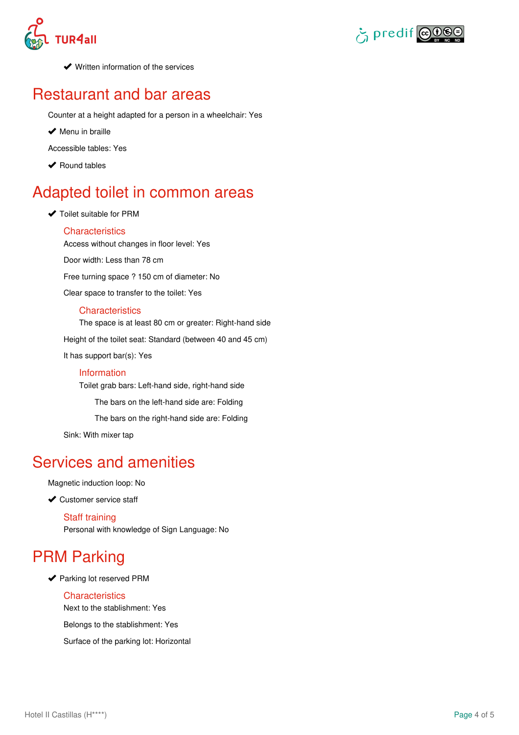- ✔ Written information of the services

# Restaurant and bar areas

Counter at a height adapted for a person in a wheelchair: Yes

- ✔ Menu in braille

Accessible tables: Yes

- ✔ Round tables

# Adapted toilet in common areas

- ✔ Toilet suitable for PRM

### Characteristics

Access without changes in floor level: Yes

Door width: Less than 78 cm

Free turning space ? 150 cm of diameter: No

Clear space to transfer to the toilet: Yes

#### Characteristics

The space is at least 80 cm or greater: Right-hand side

Height of the toilet seat: Standard (between 40 and 45 cm)

It has support bar(s): Yes

#### Information

Toilet grab bars: Left-hand side, right-hand side

The bars on the left-hand side are: Folding

The bars on the right-hand side are: Folding

Sink: With mixer tap

# Services and amenities

Magnetic induction loop: No

- ✔ Customer service staff

### Staff training

Personal with knowledge of Sign Language: No

# PRM Parking

- ✔ Parking lot reserved PRM

### Characteristics

Next to the stablishment: Yes

Belongs to the stablishment: Yes

Surface of the parking lot: Horizontal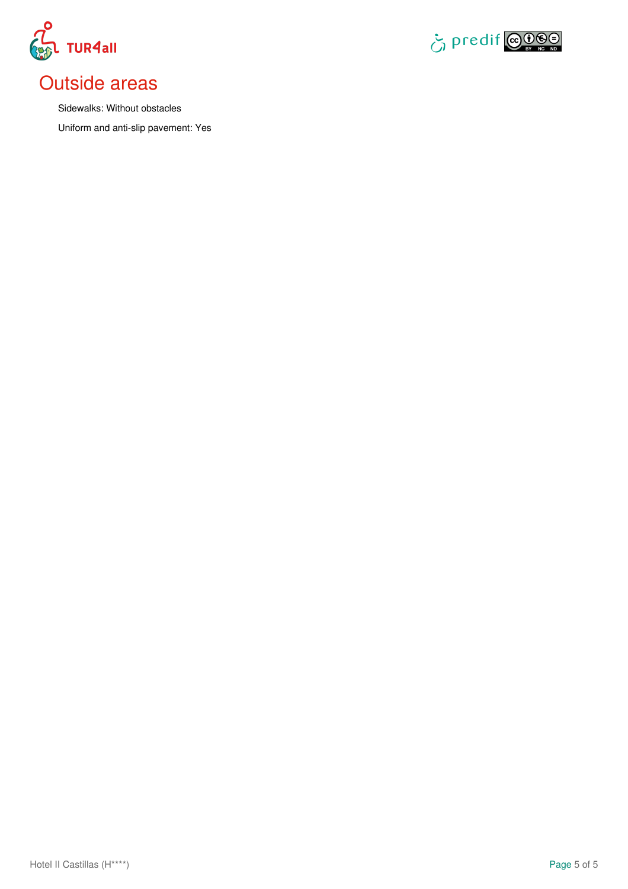## Outside areas

Sidewalks: Without obstacles

Uniform and anti-slip pavement: Yes